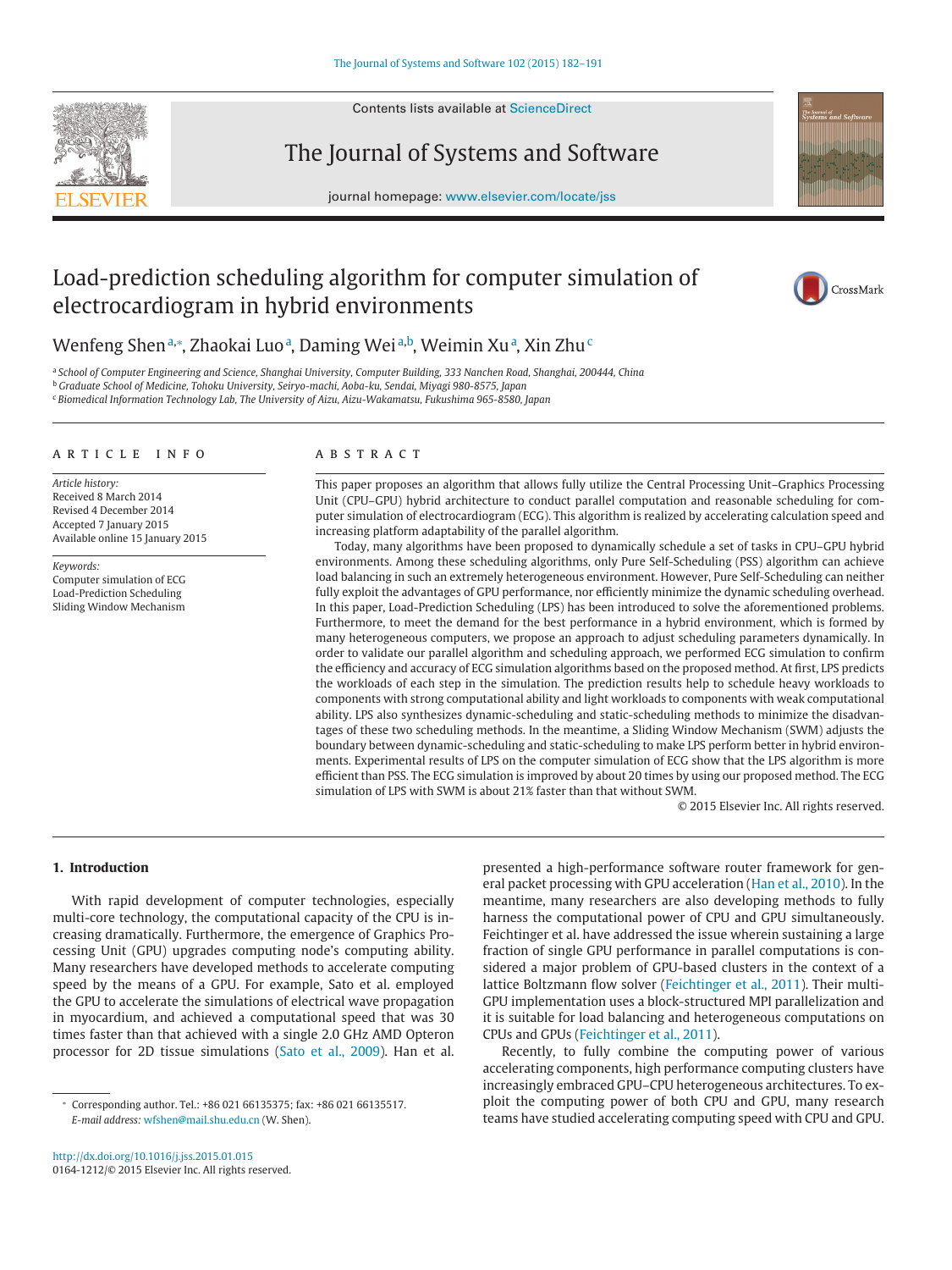# Load-prediction scheduling algorithm for computer simulation of electrocardiogram in hybrid environments

Wenfeng Shen[a,*], Zhaokai Luo[a], Daming Wei[a,b], Weimin Xu[a], Xin Zhu[c]

[a] School of Computer Engineering and Science, Shanghai University, Computer Building, 333 Nanchen Road, Shanghai, 200444, China
[b] Graduate School of Medicine, Tohoku University, Seiryo-machi, Aoba-ku, Sendai, Miyagi 980-8575, Japan
[c] Biomedical Information Technology Lab, The University of Aizu, Aizu-Wakamatsu, Fukushima 965-8580, Japan

## ARTICLE INFO

*Article history:*
Received 8 March 2014
Revised 4 December 2014
Accepted 7 January 2015
Available online 15 January 2015

*Keywords:*
Computer simulation of ECG
Load-Prediction Scheduling
Sliding Window Mechanism

## ABSTRACT

This paper proposes an algorithm that allows fully utilize the Central Processing Unit–Graphics Processing Unit (CPU–GPU) hybrid architecture to conduct parallel computation and reasonable scheduling for computer simulation of electrocardiogram (ECG). This algorithm is realized by accelerating calculation speed and increasing platform adaptability of the parallel algorithm.

Today, many algorithms have been proposed to dynamically schedule a set of tasks in CPU–GPU hybrid environments. Among these scheduling algorithms, only Pure Self-Scheduling (PSS) algorithm can achieve load balancing in such an extremely heterogeneous environment. However, Pure Self-Scheduling can neither fully exploit the advantages of GPU performance, nor efficiently minimize the dynamic scheduling overhead. In this paper, Load-Prediction Scheduling (LPS) has been introduced to solve the aforementioned problems. Furthermore, to meet the demand for the best performance in a hybrid environment, which is formed by many heterogeneous computers, we propose an approach to adjust scheduling parameters dynamically. In order to validate our parallel algorithm and scheduling approach, we performed ECG simulation to confirm the efficiency and accuracy of ECG simulation algorithms based on the proposed method. At first, LPS predicts the workloads of each step in the simulation. The prediction results help to schedule heavy workloads to components with strong computational ability and light workloads to components with weak computational ability. LPS also synthesizes dynamic-scheduling and static-scheduling methods to minimize the disadvantages of these two scheduling methods. In the meantime, a Sliding Window Mechanism (SWM) adjusts the boundary between dynamic-scheduling and static-scheduling to make LPS perform better in hybrid environments. Experimental results of LPS on the computer simulation of ECG show that the LPS algorithm is more efficient than PSS. The ECG simulation is improved by about 20 times by using our proposed method. The ECG simulation of LPS with SWM is about 21% faster than that without SWM.

© 2015 Elsevier Inc. All rights reserved.

## 1. Introduction

With rapid development of computer technologies, especially multi-core technology, the computational capacity of the CPU is increasing dramatically. Furthermore, the emergence of Graphics Processing Unit (GPU) upgrades computing node's computing ability. Many researchers have developed methods to accelerate computing speed by the means of a GPU. For example, Sato et al. employed the GPU to accelerate the simulations of electrical wave propagation in myocardium, and achieved a computational speed that was 30 times faster than that achieved with a single 2.0 GHz AMD Opteron processor for 2D tissue simulations (Sato et al., 2009). Han et al. presented a high-performance software router framework for general packet processing with GPU acceleration (Han et al., 2010). In the meantime, many researchers are also developing methods to fully harness the computational power of CPU and GPU simultaneously. Feichtinger et al. have addressed the issue wherein sustaining a large fraction of single GPU performance in parallel computations is considered a major problem of GPU-based clusters in the context of a lattice Boltzmann flow solver (Feichtinger et al., 2011). Their multi-GPU implementation uses a block-structured MPI parallelization and it is suitable for load balancing and heterogeneous computations on CPUs and GPUs (Feichtinger et al., 2011).

Recently, to fully combine the computing power of various accelerating components, high performance computing clusters have increasingly embraced GPU–CPU heterogeneous architectures. To exploit the computing power of both CPU and GPU, many research teams have studied accelerating computing speed with CPU and GPU.

* Corresponding author. Tel.: +86 021 66135375; fax: +86 021 66135517.
*E-mail address:* wfshen@mail.shu.edu.cn (W. Shen).

http://dx.doi.org/10.1016/j.jss.2015.01.015
0164-1212/© 2015 Elsevier Inc. All rights reserved.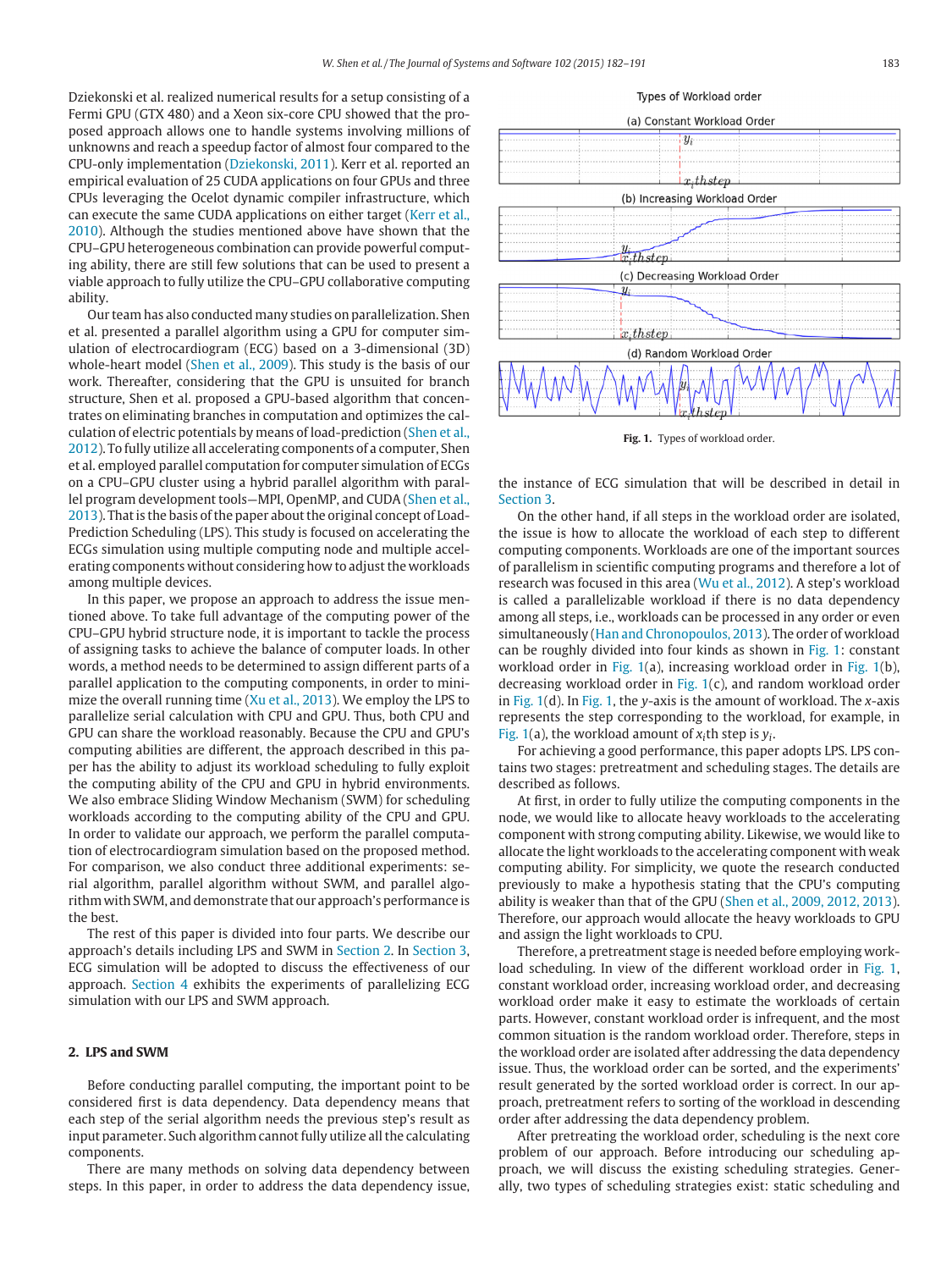Dziekonski et al. realized numerical results for a setup consisting of a Fermi GPU (GTX 480) and a Xeon six-core CPU showed that the proposed approach allows one to handle systems involving millions of unknowns and reach a speedup factor of almost four compared to the CPU-only implementation (Dziekonski, 2011). Kerr et al. reported an empirical evaluation of 25 CUDA applications on four GPUs and three CPUs leveraging the Ocelot dynamic compiler infrastructure, which can execute the same CUDA applications on either target (Kerr et al., 2010). Although the studies mentioned above have shown that the CPU–GPU heterogeneous combination can provide powerful computing ability, there are still few solutions that can be used to present a viable approach to fully utilize the CPU–GPU collaborative computing ability.

Our team has also conducted many studies on parallelization. Shen et al. presented a parallel algorithm using a GPU for computer simulation of electrocardiogram (ECG) based on a 3-dimensional (3D) whole-heart model (Shen et al., 2009). This study is the basis of our work. Thereafter, considering that the GPU is unsuited for branch structure, Shen et al. proposed a GPU-based algorithm that concentrates on eliminating branches in computation and optimizes the calculation of electric potentials by means of load-prediction (Shen et al., 2012). To fully utilize all accelerating components of a computer, Shen et al. employed parallel computation for computer simulation of ECGs on a CPU–GPU cluster using a hybrid parallel algorithm with parallel program development tools—MPI, OpenMP, and CUDA (Shen et al., 2013). That is the basis of the paper about the original concept of Load-Prediction Scheduling (LPS). This study is focused on accelerating the ECGs simulation using multiple computing node and multiple accelerating components without considering how to adjust the workloads among multiple devices.

In this paper, we propose an approach to address the issue mentioned above. To take full advantage of the computing power of the CPU–GPU hybrid structure node, it is important to tackle the process of assigning tasks to achieve the balance of computer loads. In other words, a method needs to be determined to assign different parts of a parallel application to the computing components, in order to minimize the overall running time (Xu et al., 2013). We employ the LPS to parallelize serial calculation with CPU and GPU. Thus, both CPU and GPU can share the workload reasonably. Because the CPU and GPU's computing abilities are different, the approach described in this paper has the ability to adjust its workload scheduling to fully exploit the computing ability of the CPU and GPU in hybrid environments. We also embrace Sliding Window Mechanism (SWM) for scheduling workloads according to the computing ability of the CPU and GPU. In order to validate our approach, we perform the parallel computation of electrocardiogram simulation based on the proposed method. For comparison, we also conduct three additional experiments: serial algorithm, parallel algorithm without SWM, and parallel algorithm with SWM, and demonstrate that our approach's performance is the best.

The rest of this paper is divided into four parts. We describe our approach's details including LPS and SWM in Section 2. In Section 3, ECG simulation will be adopted to discuss the effectiveness of our approach. Section 4 exhibits the experiments of parallelizing ECG simulation with our LPS and SWM approach.

## 2. LPS and SWM

Before conducting parallel computing, the important point to be considered first is data dependency. Data dependency means that each step of the serial algorithm needs the previous step's result as input parameter. Such algorithm cannot fully utilize all the calculating components.

There are many methods on solving data dependency between steps. In this paper, in order to address the data dependency issue, the instance of ECG simulation that will be described in detail in Section 3.

Types of Workload order

(a) Constant Workload Order

$y_i$

$x_i th step$

(b) Increasing Workload Order

$y_i$

$x_i th step$

(c) Decreasing Workload Order

$y_i$

$x_i th step$

(d) Random Workload Order

$y_i$

$x_i th step$

**Fig. 1.** Types of workload order.

On the other hand, if all steps in the workload order are isolated, the issue is how to allocate the workload of each step to different computing components. Workloads are one of the important sources of parallelism in scientific computing programs and therefore a lot of research was focused in this area (Wu et al., 2012). A step's workload is called a parallelizable workload if there is no data dependency among all steps, i.e., workloads can be processed in any order or even simultaneously (Han and Chronopoulos, 2013). The order of workload can be roughly divided into four kinds as shown in Fig. 1: constant workload order in Fig. 1(a), increasing workload order in Fig. 1(b), decreasing workload order in Fig. 1(c), and random workload order in Fig. 1(d). In Fig. 1, the $y$-axis is the amount of workload. The $x$-axis represents the step corresponding to the workload, for example, in Fig. 1(a), the workload amount of $x_i$th step is $y_i$.

For achieving a good performance, this paper adopts LPS. LPS contains two stages: pretreatment and scheduling stages. The details are described as follows.

At first, in order to fully utilize the computing components in the node, we would like to allocate heavy workloads to the accelerating component with strong computing ability. Likewise, we would like to allocate the light workloads to the accelerating component with weak computing ability. For simplicity, we quote the research conducted previously to make a hypothesis stating that the CPU's computing ability is weaker than that of the GPU (Shen et al., 2009, 2012, 2013). Therefore, our approach would allocate the heavy workloads to GPU and assign the light workloads to CPU.

Therefore, a pretreatment stage is needed before employing workload scheduling. In view of the different workload order in Fig. 1, constant workload order, increasing workload order, and decreasing workload order make it easy to estimate the workloads of certain parts. However, constant workload order is infrequent, and the most common situation is the random workload order. Therefore, steps in the workload order are isolated after addressing the data dependency issue. Thus, the workload order can be sorted, and the experiments' result generated by the sorted workload order is correct. In our approach, pretreatment refers to sorting of the workload in descending order after addressing the data dependency problem.

After pretreating the workload order, scheduling is the next core problem of our approach. Before introducing our scheduling approach, we will discuss the existing scheduling strategies. Generally, two types of scheduling strategies exist: static scheduling and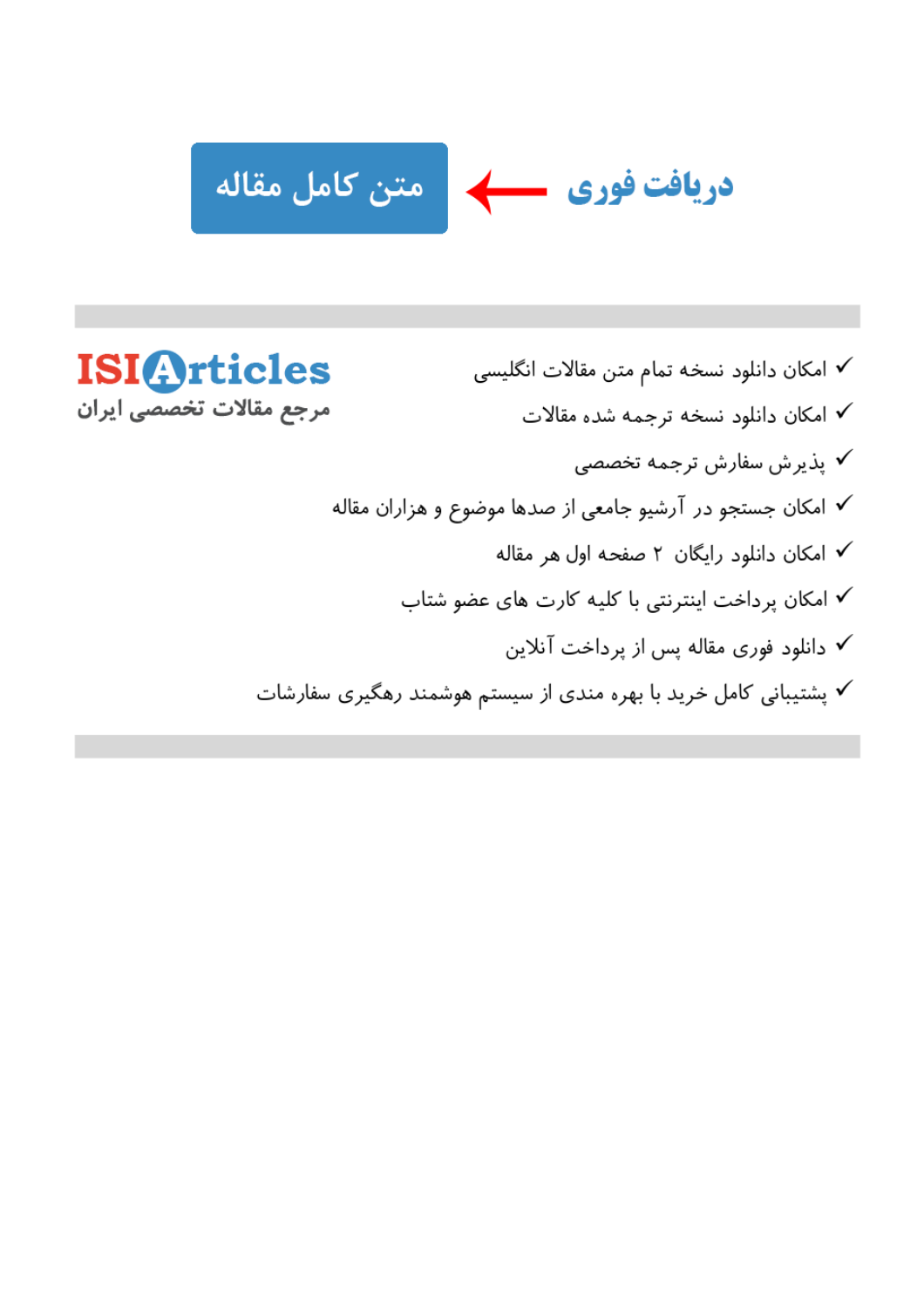دریافت فوری ← متن کامل مقاله

**ISIArticles**
مرجع مقالات تخصصی ایران

- ✓ امکان دانلود نسخه تمام متن مقالات انگلیسی
- ✓ امکان دانلود نسخه ترجمه شده مقالات
- ✓ پذیرش سفارش ترجمه تخصصی
- ✓ امکان جستجو در آرشیو جامعی از صدها موضوع و هزاران مقاله
- ✓ امکان دانلود رایگان ۲ صفحه اول هر مقاله
- ✓ امکان پرداخت اینترنتی با کلیه کارت های عضو شتاب
- ✓ دانلود فوری مقاله پس از پرداخت آنلاین
- ✓ پشتیبانی کامل خرید با بهره مندی از سیستم هوشمند رهگیری سفارشات